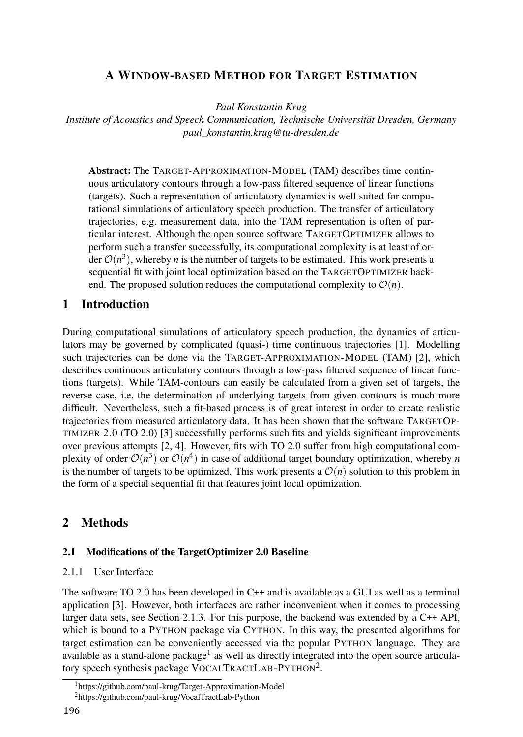# A WINDOW-BASED METHOD FOR TARGET ESTIMATION

*Paul Konstantin Krug*

*Institute of Acoustics and Speech Communication, Technische Universität Dresden, Germany*
*paul_konstantin.krug@tu-dresden.de*

**Abstract:** The TARGET-APPROXIMATION-MODEL (TAM) describes time continuous articulatory contours through a low-pass filtered sequence of linear functions (targets). Such a representation of articulatory dynamics is well suited for computational simulations of articulatory speech production. The transfer of articulatory trajectories, e.g. measurement data, into the TAM representation is often of particular interest. Although the open source software TARGETOPTIMIZER allows to perform such a transfer successfully, its computational complexity is at least of order $\mathcal{O}(n^3)$, whereby $n$ is the number of targets to be estimated. This work presents a sequential fit with joint local optimization based on the TARGETOPTIMIZER backend. The proposed solution reduces the computational complexity to $\mathcal{O}(n)$.

## 1 Introduction

During computational simulations of articulatory speech production, the dynamics of articulators may be governed by complicated (quasi-) time continuous trajectories [1]. Modelling such trajectories can be done via the TARGET-APPROXIMATION-MODEL (TAM) [2], which describes continuous articulatory contours through a low-pass filtered sequence of linear functions (targets). While TAM-contours can easily be calculated from a given set of targets, the reverse case, i.e. the determination of underlying targets from given contours is much more difficult. Nevertheless, such a fit-based process is of great interest in order to create realistic trajectories from measured articulatory data. It has been shown that the software TARGETOPTIMIZER 2.0 (TO 2.0) [3] successfully performs such fits and yields significant improvements over previous attempts [2, 4]. However, fits with TO 2.0 suffer from high computational complexity of order $\mathcal{O}(n^3)$ or $\mathcal{O}(n^4)$ in case of additional target boundary optimization, whereby $n$ is the number of targets to be optimized. This work presents a $\mathcal{O}(n)$ solution to this problem in the form of a special sequential fit that features joint local optimization.

## 2 Methods

### 2.1 Modifications of the TargetOptimizer 2.0 Baseline

#### 2.1.1 User Interface

The software TO 2.0 has been developed in C++ and is available as a GUI as well as a terminal application [3]. However, both interfaces are rather inconvenient when it comes to processing larger data sets, see Section 2.1.3. For this purpose, the backend was extended by a C++ API, which is bound to a PYTHON package via CYTHON. In this way, the presented algorithms for target estimation can be conveniently accessed via the popular PYTHON language. They are available as a stand-alone package[1] as well as directly integrated into the open source articulatory speech synthesis package VOCALTRACTLAB-PYTHON[2].

[1] https://github.com/paul-krug/Target-Approximation-Model

[2] https://github.com/paul-krug/VocalTractLab-Python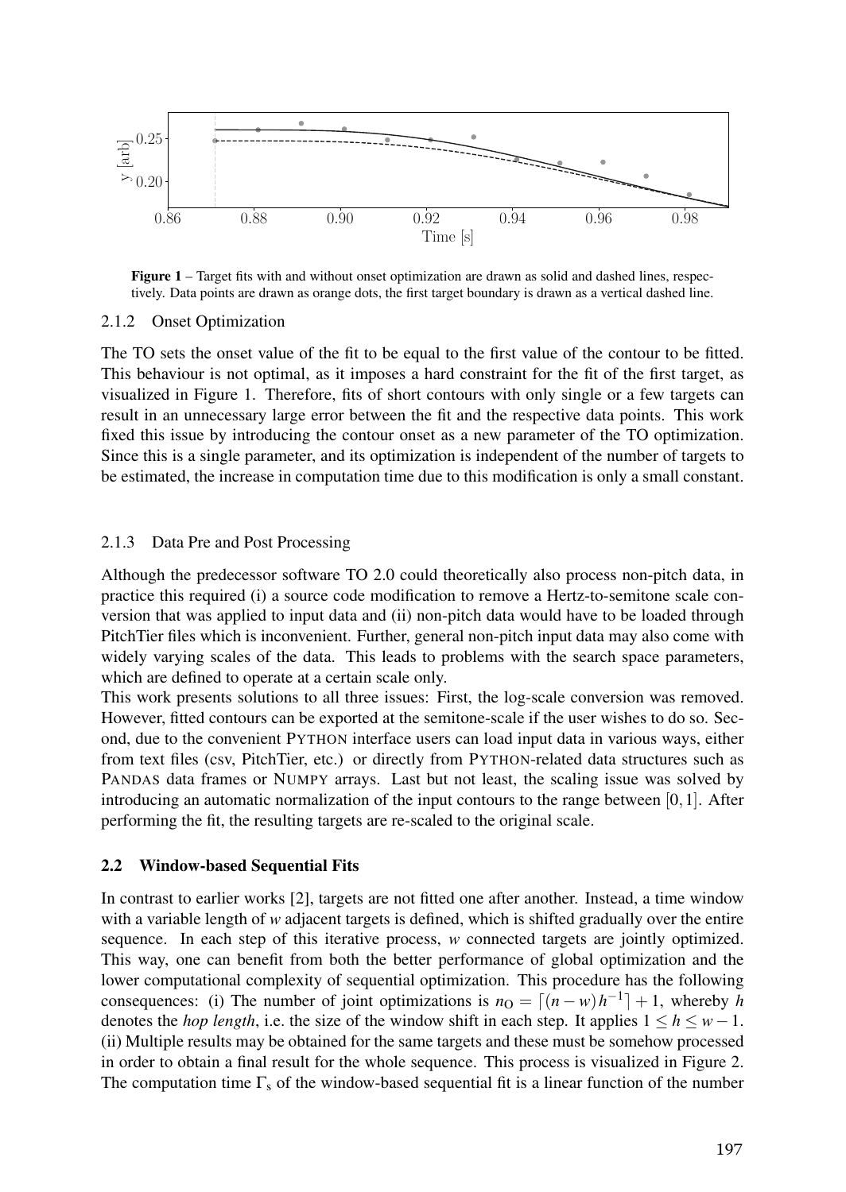Figure 1 – Target fits with and without onset optimization are drawn as solid and dashed lines, respectively. Data points are drawn as orange dots, the first target boundary is drawn as a vertical dashed line.

### 2.1.2 Onset Optimization

The TO sets the onset value of the fit to be equal to the first value of the contour to be fitted. This behaviour is not optimal, as it imposes a hard constraint for the fit of the first target, as visualized in Figure 1. Therefore, fits of short contours with only single or a few targets can result in an unnecessary large error between the fit and the respective data points. This work fixed this issue by introducing the contour onset as a new parameter of the TO optimization. Since this is a single parameter, and its optimization is independent of the number of targets to be estimated, the increase in computation time due to this modification is only a small constant.

### 2.1.3 Data Pre and Post Processing

Although the predecessor software TO 2.0 could theoretically also process non-pitch data, in practice this required (i) a source code modification to remove a Hertz-to-semitone scale conversion that was applied to input data and (ii) non-pitch data would have to be loaded through PitchTier files which is inconvenient. Further, general non-pitch input data may also come with widely varying scales of the data. This leads to problems with the search space parameters, which are defined to operate at a certain scale only.

This work presents solutions to all three issues: First, the log-scale conversion was removed. However, fitted contours can be exported at the semitone-scale if the user wishes to do so. Second, due to the convenient PYTHON interface users can load input data in various ways, either from text files (csv, PitchTier, etc.) or directly from PYTHON-related data structures such as PANDAS data frames or NUMPY arrays. Last but not least, the scaling issue was solved by introducing an automatic normalization of the input contours to the range between $[0,1]$. After performing the fit, the resulting targets are re-scaled to the original scale.

## 2.2 Window-based Sequential Fits

In contrast to earlier works [2], targets are not fitted one after another. Instead, a time window with a variable length of $w$ adjacent targets is defined, which is shifted gradually over the entire sequence. In each step of this iterative process, $w$ connected targets are jointly optimized. This way, one can benefit from both the better performance of global optimization and the lower computational complexity of sequential optimization. This procedure has the following consequences: (i) The number of joint optimizations is $n_O = \lceil (n-w)h^{-1} \rceil + 1$, whereby $h$ denotes the *hop length*, i.e. the size of the window shift in each step. It applies $1 \leq h \leq w-1$. (ii) Multiple results may be obtained for the same targets and these must be somehow processed in order to obtain a final result for the whole sequence. This process is visualized in Figure 2. The computation time $\Gamma_s$ of the window-based sequential fit is a linear function of the number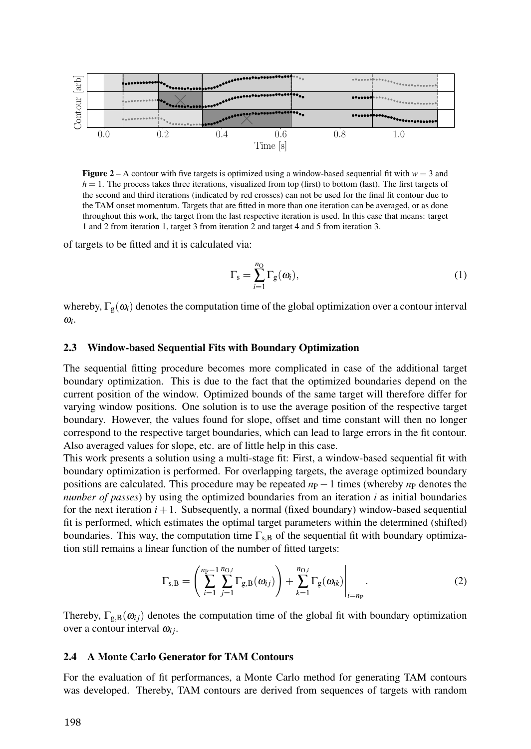**Figure 2** – A contour with five targets is optimized using a window-based sequential fit with $w = 3$ and $h = 1$. The process takes three iterations, visualized from top (first) to bottom (last). The first targets of the second and third iterations (indicated by red crosses) can not be used for the final fit contour due to the TAM onset momentum. Targets that are fitted in more than one iteration can be averaged, or as done throughout this work, the target from the last respective iteration is used. In this case that means: target 1 and 2 from iteration 1, target 3 from iteration 2 and target 4 and 5 from iteration 3.

of targets to be fitted and it is calculated via:

$$\Gamma_{\mathrm{s}} = \sum_{i=1}^{n_{\mathrm{O}}} \Gamma_{\mathrm{g}}(\omega_i), \tag{1}$$

whereby, $\Gamma_{\mathrm{g}}(\omega_i)$ denotes the computation time of the global optimization over a contour interval $\omega_i$.

### 2.3 Window-based Sequential Fits with Boundary Optimization

The sequential fitting procedure becomes more complicated in case of the additional target boundary optimization. This is due to the fact that the optimized boundaries depend on the current position of the window. Optimized bounds of the same target will therefore differ for varying window positions. One solution is to use the average position of the respective target boundary. However, the values found for slope, offset and time constant will then no longer correspond to the respective target boundaries, which can lead to large errors in the fit contour. Also averaged values for slope, etc. are of little help in this case.

This work presents a solution using a multi-stage fit: First, a window-based sequential fit with boundary optimization is performed. For overlapping targets, the average optimized boundary positions are calculated. This procedure may be repeated $n_{\mathrm{P}} - 1$ times (whereby $n_{\mathrm{P}}$ denotes the *number of passes*) by using the optimized boundaries from an iteration $i$ as initial boundaries for the next iteration $i+1$. Subsequently, a normal (fixed boundary) window-based sequential fit is performed, which estimates the optimal target parameters within the determined (shifted) boundaries. This way, the computation time $\Gamma_{\mathrm{s,B}}$ of the sequential fit with boundary optimization still remains a linear function of the number of fitted targets:

$$\Gamma_{\mathrm{s,B}} = \left( \sum_{i=1}^{n_{\mathrm{P}}-1} \sum_{j=1}^{n_{\mathrm{O},i}} \Gamma_{\mathrm{g,B}}(\omega_{ij}) \right) + \left. \sum_{k=1}^{n_{\mathrm{O},i}} \Gamma_{\mathrm{g}}(\omega_{ik}) \right|_{i=n_{\mathrm{P}}}. \tag{2}$$

Thereby, $\Gamma_{\mathrm{g,B}}(\omega_{ij})$ denotes the computation time of the global fit with boundary optimization over a contour interval $\omega_{ij}$.

### 2.4 A Monte Carlo Generator for TAM Contours

For the evaluation of fit performances, a Monte Carlo method for generating TAM contours was developed. Thereby, TAM contours are derived from sequences of targets with random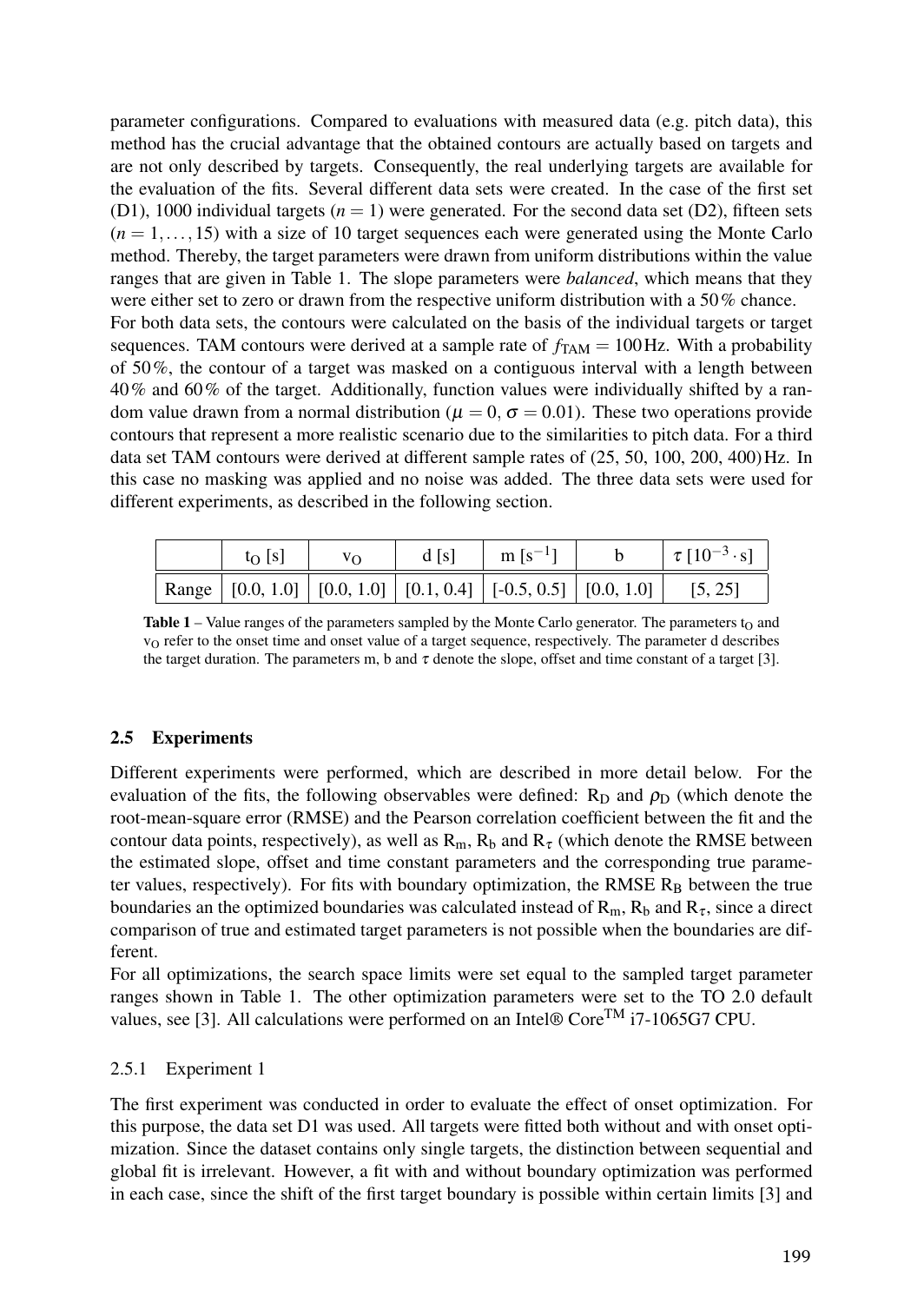parameter configurations. Compared to evaluations with measured data (e.g. pitch data), this method has the crucial advantage that the obtained contours are actually based on targets and are not only described by targets. Consequently, the real underlying targets are available for the evaluation of the fits. Several different data sets were created. In the case of the first set (D1), 1000 individual targets ($n = 1$) were generated. For the second data set (D2), fifteen sets ($n = 1, \ldots, 15$) with a size of 10 target sequences each were generated using the Monte Carlo method. Thereby, the target parameters were drawn from uniform distributions within the value ranges that are given in Table 1. The slope parameters were *balanced*, which means that they were either set to zero or drawn from the respective uniform distribution with a 50 % chance.
For both data sets, the contours were calculated on the basis of the individual targets or target sequences. TAM contours were derived at a sample rate of $f_{\mathrm{TAM}} = 100\,\mathrm{Hz}$. With a probability of 50 %, the contour of a target was masked on a contiguous interval with a length between 40 % and 60 % of the target. Additionally, function values were individually shifted by a random value drawn from a normal distribution ($\mu = 0$, $\sigma = 0.01$). These two operations provide contours that represent a more realistic scenario due to the similarities to pitch data. For a third data set TAM contours were derived at different sample rates of (25, 50, 100, 200, 400) Hz. In this case no masking was applied and no noise was added. The three data sets were used for different experiments, as described in the following section.

| | $t_O$ [s] | $v_O$ | d [s] | m [$s^{-1}$] | b | $\tau$ [$10^{-3} \cdot s$] |
|---|---|---|---|---|---|---|
| Range | [0.0, 1.0] | [0.0, 1.0] | [0.1, 0.4] | [-0.5, 0.5] | [0.0, 1.0] | [5, 25] |

**Table 1** – Value ranges of the parameters sampled by the Monte Carlo generator. The parameters $t_O$ and $v_O$ refer to the onset time and onset value of a target sequence, respectively. The parameter d describes the target duration. The parameters m, b and $\tau$ denote the slope, offset and time constant of a target [3].

### 2.5 Experiments

Different experiments were performed, which are described in more detail below. For the evaluation of the fits, the following observables were defined: $R_D$ and $\rho_D$ (which denote the root-mean-square error (RMSE) and the Pearson correlation coefficient between the fit and the contour data points, respectively), as well as $R_m$, $R_b$ and $R_\tau$ (which denote the RMSE between the estimated slope, offset and time constant parameters and the corresponding true parameter values, respectively). For fits with boundary optimization, the RMSE $R_B$ between the true boundaries an the optimized boundaries was calculated instead of $R_m$, $R_b$ and $R_\tau$, since a direct comparison of true and estimated target parameters is not possible when the boundaries are different.
For all optimizations, the search space limits were set equal to the sampled target parameter ranges shown in Table 1. The other optimization parameters were set to the TO 2.0 default values, see [3]. All calculations were performed on an Intel® Core™ i7-1065G7 CPU.

#### 2.5.1 Experiment 1

The first experiment was conducted in order to evaluate the effect of onset optimization. For this purpose, the data set D1 was used. All targets were fitted both without and with onset optimization. Since the dataset contains only single targets, the distinction between sequential and global fit is irrelevant. However, a fit with and without boundary optimization was performed in each case, since the shift of the first target boundary is possible within certain limits [3] and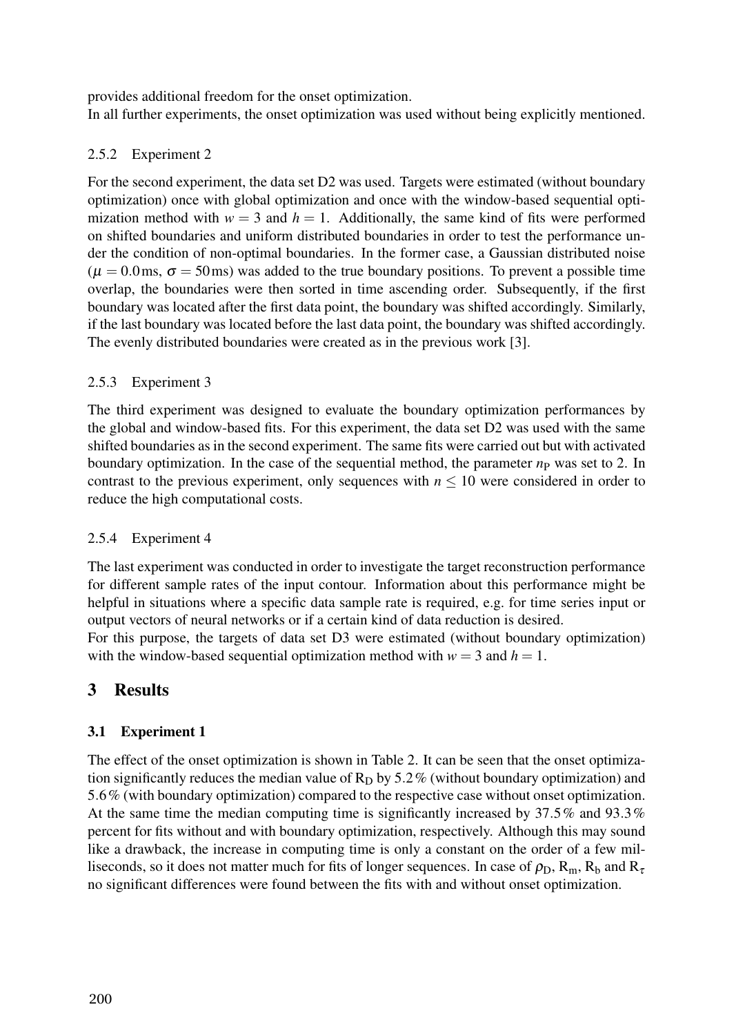provides additional freedom for the onset optimization.
In all further experiments, the onset optimization was used without being explicitly mentioned.

### 2.5.2 Experiment 2

For the second experiment, the data set D2 was used. Targets were estimated (without boundary optimization) once with global optimization and once with the window-based sequential optimization method with $w = 3$ and $h = 1$. Additionally, the same kind of fits were performed on shifted boundaries and uniform distributed boundaries in order to test the performance under the condition of non-optimal boundaries. In the former case, a Gaussian distributed noise ($\mu = 0.0\,\text{ms}$, $\sigma = 50\,\text{ms}$) was added to the true boundary positions. To prevent a possible time overlap, the boundaries were then sorted in time ascending order. Subsequently, if the first boundary was located after the first data point, the boundary was shifted accordingly. Similarly, if the last boundary was located before the last data point, the boundary was shifted accordingly. The evenly distributed boundaries were created as in the previous work [3].

### 2.5.3 Experiment 3

The third experiment was designed to evaluate the boundary optimization performances by the global and window-based fits. For this experiment, the data set D2 was used with the same shifted boundaries as in the second experiment. The same fits were carried out but with activated boundary optimization. In the case of the sequential method, the parameter $n_\text{P}$ was set to 2. In contrast to the previous experiment, only sequences with $n \leq 10$ were considered in order to reduce the high computational costs.

### 2.5.4 Experiment 4

The last experiment was conducted in order to investigate the target reconstruction performance for different sample rates of the input contour. Information about this performance might be helpful in situations where a specific data sample rate is required, e.g. for time series input or output vectors of neural networks or if a certain kind of data reduction is desired.
For this purpose, the targets of data set D3 were estimated (without boundary optimization) with the window-based sequential optimization method with $w = 3$ and $h = 1$.

## 3 Results

### 3.1 Experiment 1

The effect of the onset optimization is shown in Table 2. It can be seen that the onset optimization significantly reduces the median value of $\text{R}_\text{D}$ by 5.2 % (without boundary optimization) and 5.6 % (with boundary optimization) compared to the respective case without onset optimization. At the same time the median computing time is significantly increased by 37.5 % and 93.3 % percent for fits without and with boundary optimization, respectively. Although this may sound like a drawback, the increase in computing time is only a constant on the order of a few milliseconds, so it does not matter much for fits of longer sequences. In case of $\rho_\text{D}$, $\text{R}_\text{m}$, $\text{R}_\text{b}$ and $\text{R}_\tau$ no significant differences were found between the fits with and without onset optimization.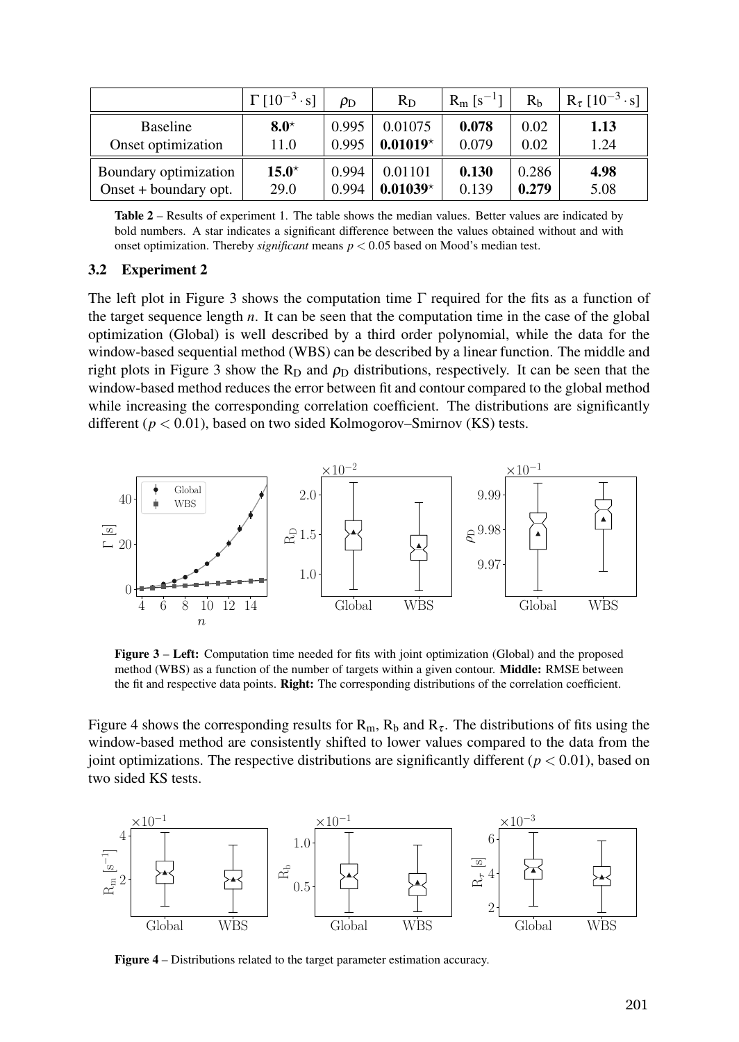| | $\Gamma\ [10^{-3} \cdot \mathrm{s}]$ | $\rho_\mathrm{D}$ | $\mathrm{R_D}$ | $\mathrm{R_m}\ [\mathrm{s}^{-1}]$ | $\mathrm{R_b}$ | $\mathrm{R}_\tau\ [10^{-3} \cdot \mathrm{s}]$ |
|---|---|---|---|---|---|---|
| Baseline | **8.0**$^\star$ | 0.995 | 0.01075 | **0.078** | 0.02 | **1.13** |
| Onset optimization | 11.0 | 0.995 | **0.01019**$^\star$ | 0.079 | 0.02 | 1.24 |
| Boundary optimization | **15.0**$^\star$ | 0.994 | 0.01101 | **0.130** | 0.286 | **4.98** |
| Onset + boundary opt. | 29.0 | 0.994 | **0.01039**$^\star$ | 0.139 | **0.279** | 5.08 |

**Table 2** – Results of experiment 1. The table shows the median values. Better values are indicated by bold numbers. A star indicates a significant difference between the values obtained without and with onset optimization. Thereby *significant* means $p < 0.05$ based on Mood's median test.

### 3.2 Experiment 2

The left plot in Figure 3 shows the computation time $\Gamma$ required for the fits as a function of the target sequence length $n$. It can be seen that the computation time in the case of the global optimization (Global) is well described by a third order polynomial, while the data for the window-based sequential method (WBS) can be described by a linear function. The middle and right plots in Figure 3 show the $\mathrm{R_D}$ and $\rho_\mathrm{D}$ distributions, respectively. It can be seen that the window-based method reduces the error between fit and contour compared to the global method while increasing the corresponding correlation coefficient. The distributions are significantly different ($p < 0.01$), based on two sided Kolmogorov–Smirnov (KS) tests.

**Figure 3** – **Left:** Computation time needed for fits with joint optimization (Global) and the proposed method (WBS) as a function of the number of targets within a given contour. **Middle:** RMSE between the fit and respective data points. **Right:** The corresponding distributions of the correlation coefficient.

Figure 4 shows the corresponding results for $\mathrm{R_m}$, $\mathrm{R_b}$ and $\mathrm{R}_\tau$. The distributions of fits using the window-based method are consistently shifted to lower values compared to the data from the joint optimizations. The respective distributions are significantly different ($p < 0.01$), based on two sided KS tests.

**Figure 4** – Distributions related to the target parameter estimation accuracy.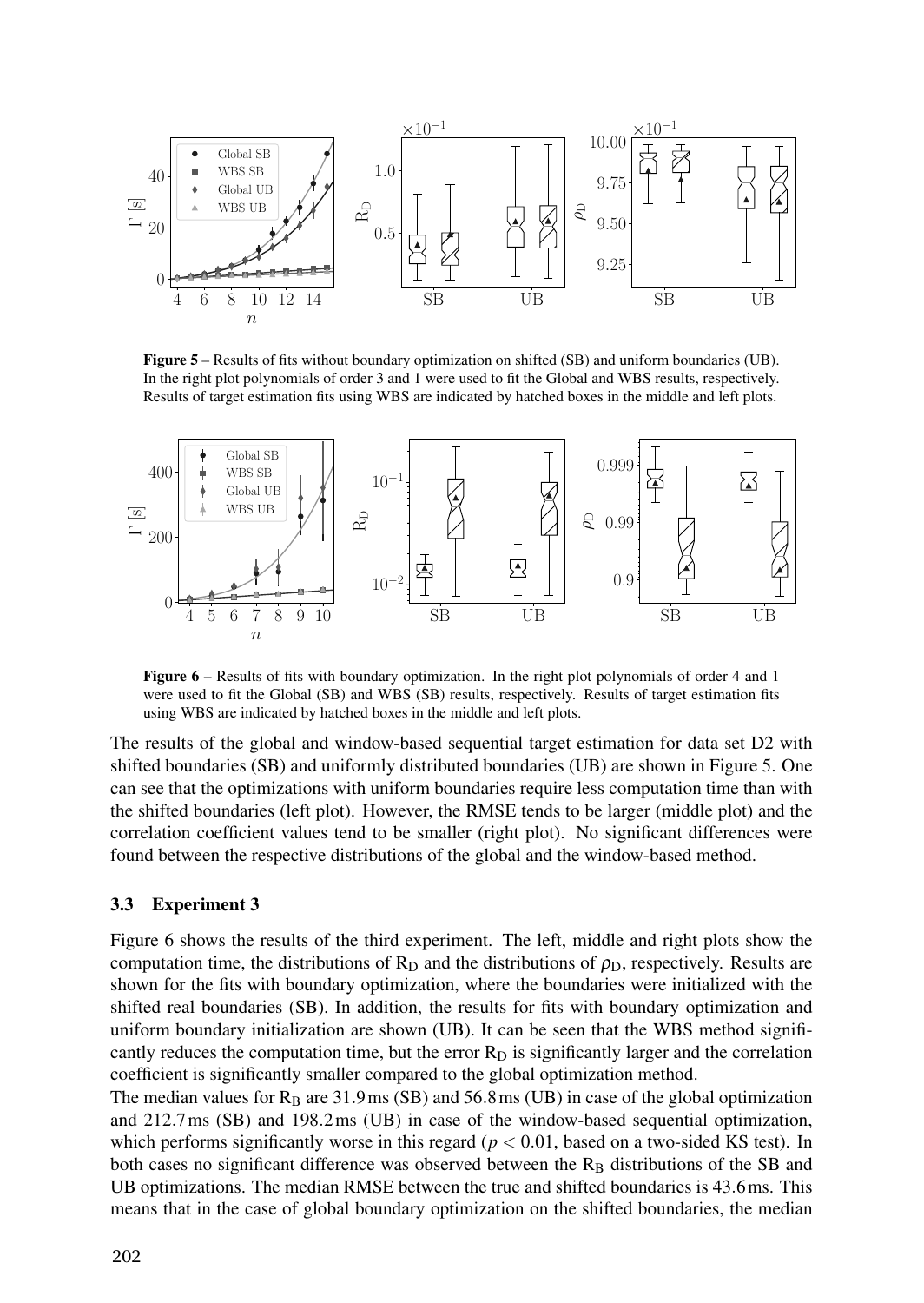**Figure 5** – Results of fits without boundary optimization on shifted (SB) and uniform boundaries (UB). In the right plot polynomials of order 3 and 1 were used to fit the Global and WBS results, respectively. Results of target estimation fits using WBS are indicated by hatched boxes in the middle and left plots.

**Figure 6** – Results of fits with boundary optimization. In the right plot polynomials of order 4 and 1 were used to fit the Global (SB) and WBS (SB) results, respectively. Results of target estimation fits using WBS are indicated by hatched boxes in the middle and left plots.

The results of the global and window-based sequential target estimation for data set D2 with shifted boundaries (SB) and uniformly distributed boundaries (UB) are shown in Figure 5. One can see that the optimizations with uniform boundaries require less computation time than with the shifted boundaries (left plot). However, the RMSE tends to be larger (middle plot) and the correlation coefficient values tend to be smaller (right plot). No significant differences were found between the respective distributions of the global and the window-based method.

### 3.3 Experiment 3

Figure 6 shows the results of the third experiment. The left, middle and right plots show the computation time, the distributions of $R_D$ and the distributions of $\rho_D$, respectively. Results are shown for the fits with boundary optimization, where the boundaries were initialized with the shifted real boundaries (SB). In addition, the results for fits with boundary optimization and uniform boundary initialization are shown (UB). It can be seen that the WBS method significantly reduces the computation time, but the error $R_D$ is significantly larger and the correlation coefficient is significantly smaller compared to the global optimization method.

The median values for $R_B$ are 31.9 ms (SB) and 56.8 ms (UB) in case of the global optimization and 212.7 ms (SB) and 198.2 ms (UB) in case of the window-based sequential optimization, which performs significantly worse in this regard ($p < 0.01$, based on a two-sided KS test). In both cases no significant difference was observed between the $R_B$ distributions of the SB and UB optimizations. The median RMSE between the true and shifted boundaries is 43.6 ms. This means that in the case of global boundary optimization on the shifted boundaries, the median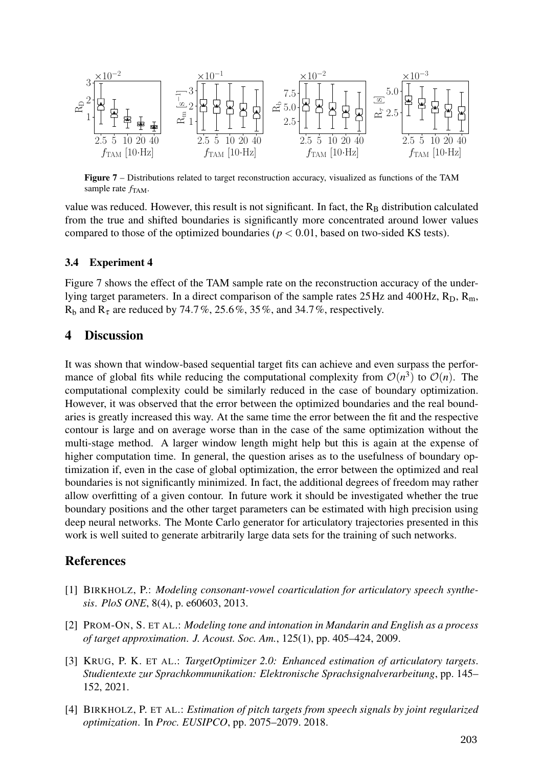$\times 10^{-2}$

$R_D$

3

2

1

2.5 5 10 20 40

$f_{TAM}$ [10·Hz]

$\times 10^{-1}$

$R_m$ [$s^{-1}$]

3

2

1

2.5 5 10 20 40

$f_{TAM}$ [10·Hz]

$\times 10^{-2}$

$R_b$

7.5

5.0

2.5

2.5 5 10 20 40

$f_{TAM}$ [10·Hz]

$\times 10^{-3}$

$R_\tau$ [s]

5.0

2.5

2.5 5 10 20 40

$f_{TAM}$ [10·Hz]

**Figure 7** – Distributions related to target reconstruction accuracy, visualized as functions of the TAM sample rate $f_{TAM}$.

value was reduced. However, this result is not significant. In fact, the $R_B$ distribution calculated from the true and shifted boundaries is significantly more concentrated around lower values compared to those of the optimized boundaries ($p < 0.01$, based on two-sided KS tests).

### 3.4 Experiment 4

Figure 7 shows the effect of the TAM sample rate on the reconstruction accuracy of the underlying target parameters. In a direct comparison of the sample rates 25 Hz and 400 Hz, $R_D$, $R_m$, $R_b$ and $R_\tau$ are reduced by 74.7 %, 25.6 %, 35 %, and 34.7 %, respectively.

## 4 Discussion

It was shown that window-based sequential target fits can achieve and even surpass the performance of global fits while reducing the computational complexity from $\mathcal{O}(n^3)$ to $\mathcal{O}(n)$. The computational complexity could be similarly reduced in the case of boundary optimization. However, it was observed that the error between the optimized boundaries and the real boundaries is greatly increased this way. At the same time the error between the fit and the respective contour is large and on average worse than in the case of the same optimization without the multi-stage method. A larger window length might help but this is again at the expense of higher computation time. In general, the question arises as to the usefulness of boundary optimization if, even in the case of global optimization, the error between the optimized and real boundaries is not significantly minimized. In fact, the additional degrees of freedom may rather allow overfitting of a given contour. In future work it should be investigated whether the true boundary positions and the other target parameters can be estimated with high precision using deep neural networks. The Monte Carlo generator for articulatory trajectories presented in this work is well suited to generate arbitrarily large data sets for the training of such networks.

## References

[1] Birkholz, P.: *Modeling consonant-vowel coarticulation for articulatory speech synthesis*. *PloS ONE*, 8(4), p. e60603, 2013.

[2] Prom-On, S. et al.: *Modeling tone and intonation in Mandarin and English as a process of target approximation*. *J. Acoust. Soc. Am.*, 125(1), pp. 405–424, 2009.

[3] Krug, P. K. et al.: *TargetOptimizer 2.0: Enhanced estimation of articulatory targets*. *Studientexte zur Sprachkommunikation: Elektronische Sprachsignalverarbeitung*, pp. 145–152, 2021.

[4] Birkholz, P. et al.: *Estimation of pitch targets from speech signals by joint regularized optimization*. In *Proc. EUSIPCO*, pp. 2075–2079. 2018.